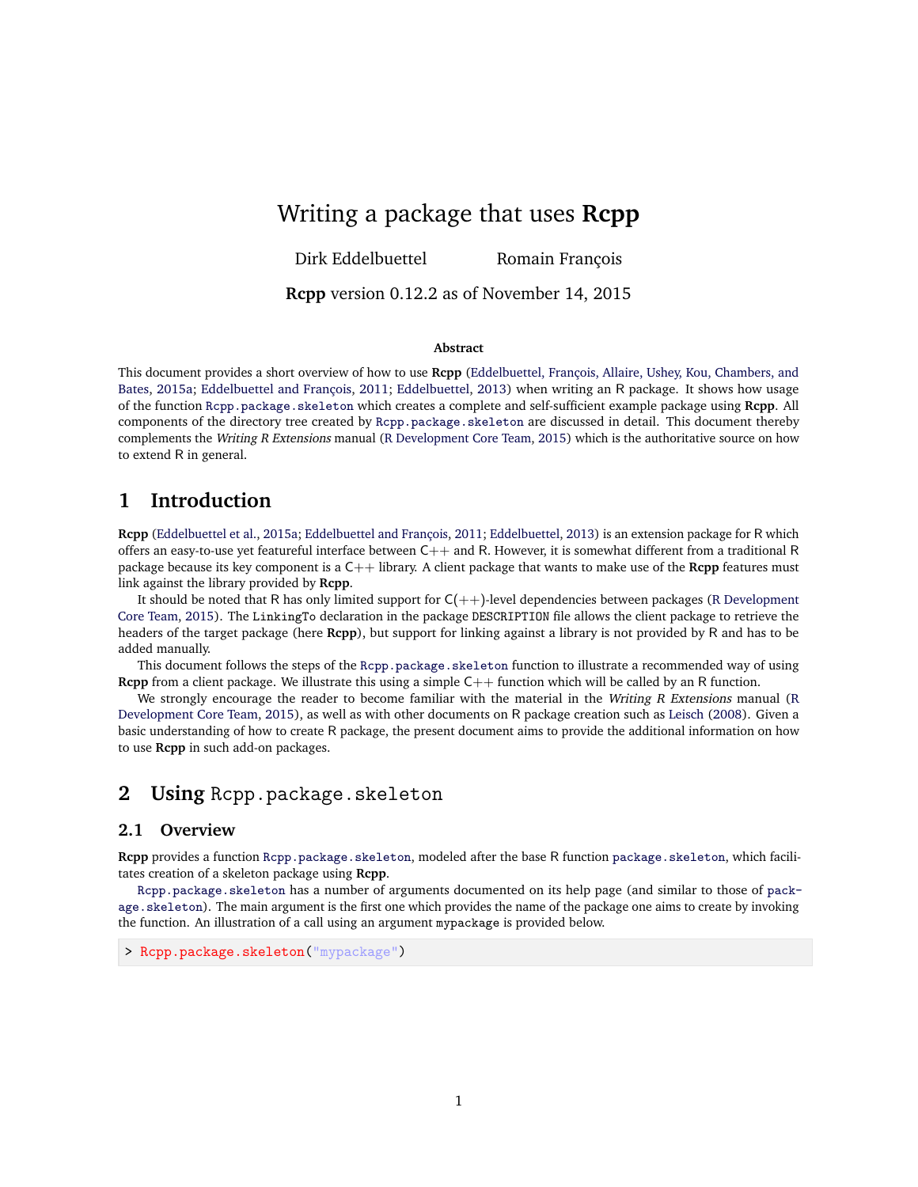# Writing a package that uses **Rcpp**

Dirk Eddelbuettel    Romain François

**Rcpp** version 0.12.2 as of November 14, 2015

### Abstract

This document provides a short overview of how to use **Rcpp** (Eddelbuettel, François, Allaire, Ushey, Kou, Chambers, and Bates, 2015a; Eddelbuettel and François, 2011; Eddelbuettel, 2013) when writing an R package. It shows how usage of the function `Rcpp.package.skeleton` which creates a complete and self-sufficient example package using **Rcpp**. All components of the directory tree created by `Rcpp.package.skeleton` are discussed in detail. This document thereby complements the *Writing R Extensions* manual (R Development Core Team, 2015) which is the authoritative source on how to extend R in general.

## 1 Introduction

**Rcpp** (Eddelbuettel et al., 2015a; Eddelbuettel and François, 2011; Eddelbuettel, 2013) is an extension package for R which offers an easy-to-use yet featureful interface between C++ and R. However, it is somewhat different from a traditional R package because its key component is a C++ library. A client package that wants to make use of the **Rcpp** features must link against the library provided by **Rcpp**.

It should be noted that R has only limited support for C(++)-level dependencies between packages (R Development Core Team, 2015). The `LinkingTo` declaration in the package `DESCRIPTION` file allows the client package to retrieve the headers of the target package (here **Rcpp**), but support for linking against a library is not provided by R and has to be added manually.

This document follows the steps of the `Rcpp.package.skeleton` function to illustrate a recommended way of using **Rcpp** from a client package. We illustrate this using a simple C++ function which will be called by an R function.

We strongly encourage the reader to become familiar with the material in the *Writing R Extensions* manual (R Development Core Team, 2015), as well as with other documents on R package creation such as Leisch (2008). Given a basic understanding of how to create R package, the present document aims to provide the additional information on how to use **Rcpp** in such add-on packages.

## 2 Using `Rcpp.package.skeleton`

### 2.1 Overview

**Rcpp** provides a function `Rcpp.package.skeleton`, modeled after the base R function `package.skeleton`, which facilitates creation of a skeleton package using **Rcpp**.

`Rcpp.package.skeleton` has a number of arguments documented on its help page (and similar to those of `package.skeleton`). The main argument is the first one which provides the name of the package one aims to create by invoking the function. An illustration of a call using an argument `mypackage` is provided below.

```
> Rcpp.package.skeleton("mypackage")
```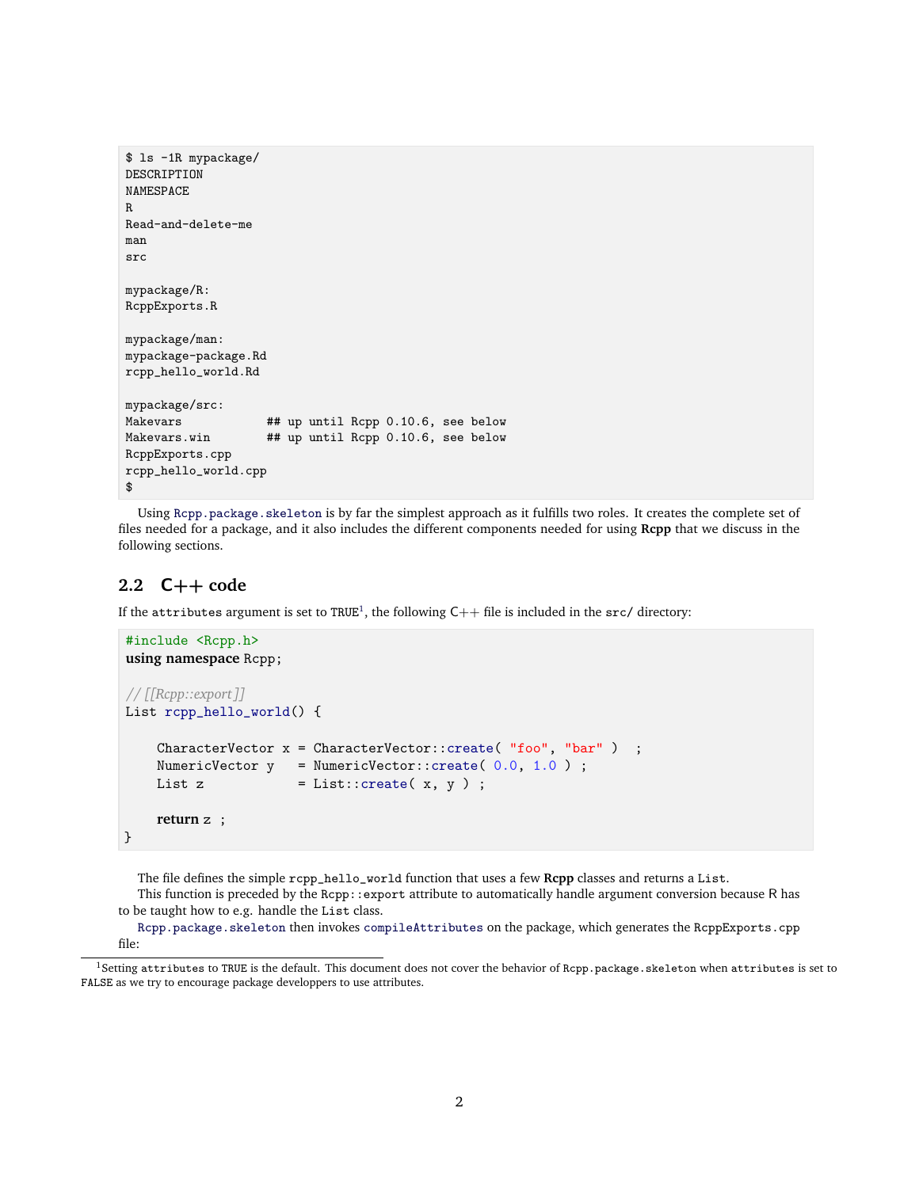```
$ ls -1R mypackage/
DESCRIPTION
NAMESPACE
R
Read-and-delete-me
man
src

mypackage/R:
RcppExports.R

mypackage/man:
mypackage-package.Rd
rcpp_hello_world.Rd

mypackage/src:
Makevars            ## up until Rcpp 0.10.6, see below
Makevars.win        ## up until Rcpp 0.10.6, see below
RcppExports.cpp
rcpp_hello_world.cpp
$
```

Using `Rcpp.package.skeleton` is by far the simplest approach as it fulfills two roles. It creates the complete set of files needed for a package, and it also includes the different components needed for using **Rcpp** that we discuss in the following sections.

## 2.2 C++ code

If the `attributes` argument is set to `TRUE`[1], the following C++ file is included in the `src/` directory:

```
#include <Rcpp.h>
using namespace Rcpp;

// [[Rcpp::export]]
List rcpp_hello_world() {

    CharacterVector x = CharacterVector::create( "foo", "bar" )  ;
    NumericVector y   = NumericVector::create( 0.0, 1.0 ) ;
    List z            = List::create( x, y ) ;

    return z ;
}
```

The file defines the simple `rcpp_hello_world` function that uses a few **Rcpp** classes and returns a `List`.

This function is preceded by the `Rcpp::export` attribute to automatically handle argument conversion because R has to be taught how to e.g. handle the `List` class.

`Rcpp.package.skeleton` then invokes `compileAttributes` on the package, which generates the `RcppExports.cpp` file:

[1] Setting `attributes` to `TRUE` is the default. This document does not cover the behavior of `Rcpp.package.skeleton` when `attributes` is set to `FALSE` as we try to encourage package developpers to use attributes.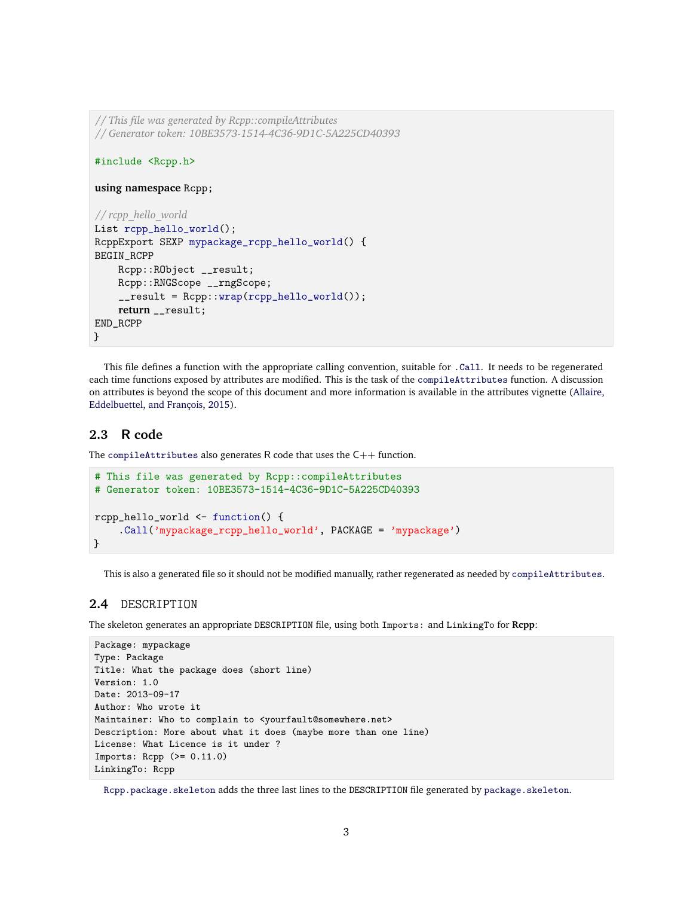```
// This file was generated by Rcpp::compileAttributes
// Generator token: 10BE3573-1514-4C36-9D1C-5A225CD40393

#include <Rcpp.h>

using namespace Rcpp;

// rcpp_hello_world
List rcpp_hello_world();
RcppExport SEXP mypackage_rcpp_hello_world() {
BEGIN_RCPP
    Rcpp::RObject __result;
    Rcpp::RNGScope __rngScope;
    __result = Rcpp::wrap(rcpp_hello_world());
    return __result;
END_RCPP
}
```

This file defines a function with the appropriate calling convention, suitable for `.Call`. It needs to be regenerated each time functions exposed by attributes are modified. This is the task of the `compileAttributes` function. A discussion on attributes is beyond the scope of this document and more information is available in the attributes vignette (Allaire, Eddelbuettel, and François, 2015).

## 2.3 R code

The `compileAttributes` also generates R code that uses the C++ function.

```
# This file was generated by Rcpp::compileAttributes
# Generator token: 10BE3573-1514-4C36-9D1C-5A225CD40393

rcpp_hello_world <- function() {
    .Call('mypackage_rcpp_hello_world', PACKAGE = 'mypackage')
}
```

This is also a generated file so it should not be modified manually, rather regenerated as needed by `compileAttributes`.

## 2.4 DESCRIPTION

The skeleton generates an appropriate `DESCRIPTION` file, using both `Imports:` and `LinkingTo` for **Rcpp**:

```
Package: mypackage
Type: Package
Title: What the package does (short line)
Version: 1.0
Date: 2013-09-17
Author: Who wrote it
Maintainer: Who to complain to <yourfault@somewhere.net>
Description: More about what it does (maybe more than one line)
License: What Licence is it under ?
Imports: Rcpp (>= 0.11.0)
LinkingTo: Rcpp
```

`Rcpp.package.skeleton` adds the three last lines to the `DESCRIPTION` file generated by `package.skeleton`.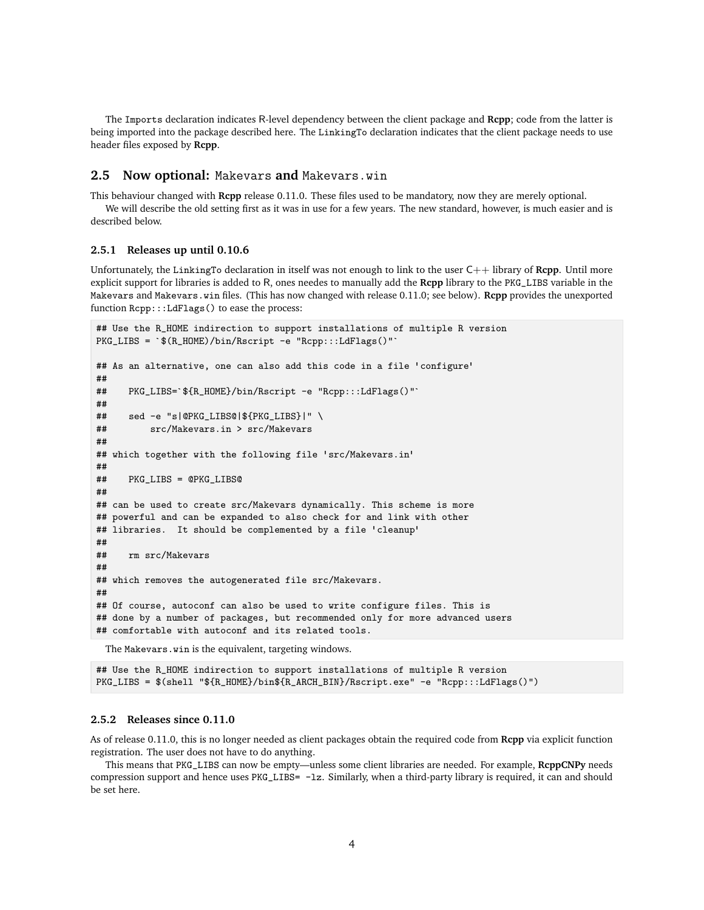The `Imports` declaration indicates R-level dependency between the client package and **Rcpp**; code from the latter is being imported into the package described here. The `LinkingTo` declaration indicates that the client package needs to use header files exposed by **Rcpp**.

## 2.5 Now optional: `Makevars` and `Makevars.win`

This behaviour changed with **Rcpp** release 0.11.0. These files used to be mandatory, now they are merely optional.

We will describe the old setting first as it was in use for a few years. The new standard, however, is much easier and is described below.

### 2.5.1 Releases up until 0.10.6

Unfortunately, the `LinkingTo` declaration in itself was not enough to link to the user C++ library of **Rcpp**. Until more explicit support for libraries is added to R, ones needes to manually add the **Rcpp** library to the `PKG_LIBS` variable in the `Makevars` and `Makevars.win` files. (This has now changed with release 0.11.0; see below). **Rcpp** provides the unexported function `Rcpp:::LdFlags()` to ease the process:

```
## Use the R_HOME indirection to support installations of multiple R version
PKG_LIBS = `$(R_HOME)/bin/Rscript -e "Rcpp:::LdFlags()"`

## As an alternative, one can also add this code in a file 'configure'
##
##    PKG_LIBS=`${R_HOME}/bin/Rscript -e "Rcpp:::LdFlags()"`
##
##    sed -e "s|@PKG_LIBS@|${PKG_LIBS}|" \
##        src/Makevars.in > src/Makevars
##
## which together with the following file 'src/Makevars.in'
##
##    PKG_LIBS = @PKG_LIBS@
##
## can be used to create src/Makevars dynamically. This scheme is more
## powerful and can be expanded to also check for and link with other
## libraries.  It should be complemented by a file 'cleanup'
##
##    rm src/Makevars
##
## which removes the autogenerated file src/Makevars.
##
## Of course, autoconf can also be used to write configure files. This is
## done by a number of packages, but recommended only for more advanced users
## comfortable with autoconf and its related tools.
```

The `Makevars.win` is the equivalent, targeting windows.

```
## Use the R_HOME indirection to support installations of multiple R version
PKG_LIBS = $(shell "${R_HOME}/bin${R_ARCH_BIN}/Rscript.exe" -e "Rcpp:::LdFlags()")
```

### 2.5.2 Releases since 0.11.0

As of release 0.11.0, this is no longer needed as client packages obtain the required code from **Rcpp** via explicit function registration. The user does not have to do anything.

This means that `PKG_LIBS` can now be empty—unless some client libraries are needed. For example, **RcppCNPy** needs compression support and hence uses `PKG_LIBS= -lz`. Similarly, when a third-party library is required, it can and should be set here.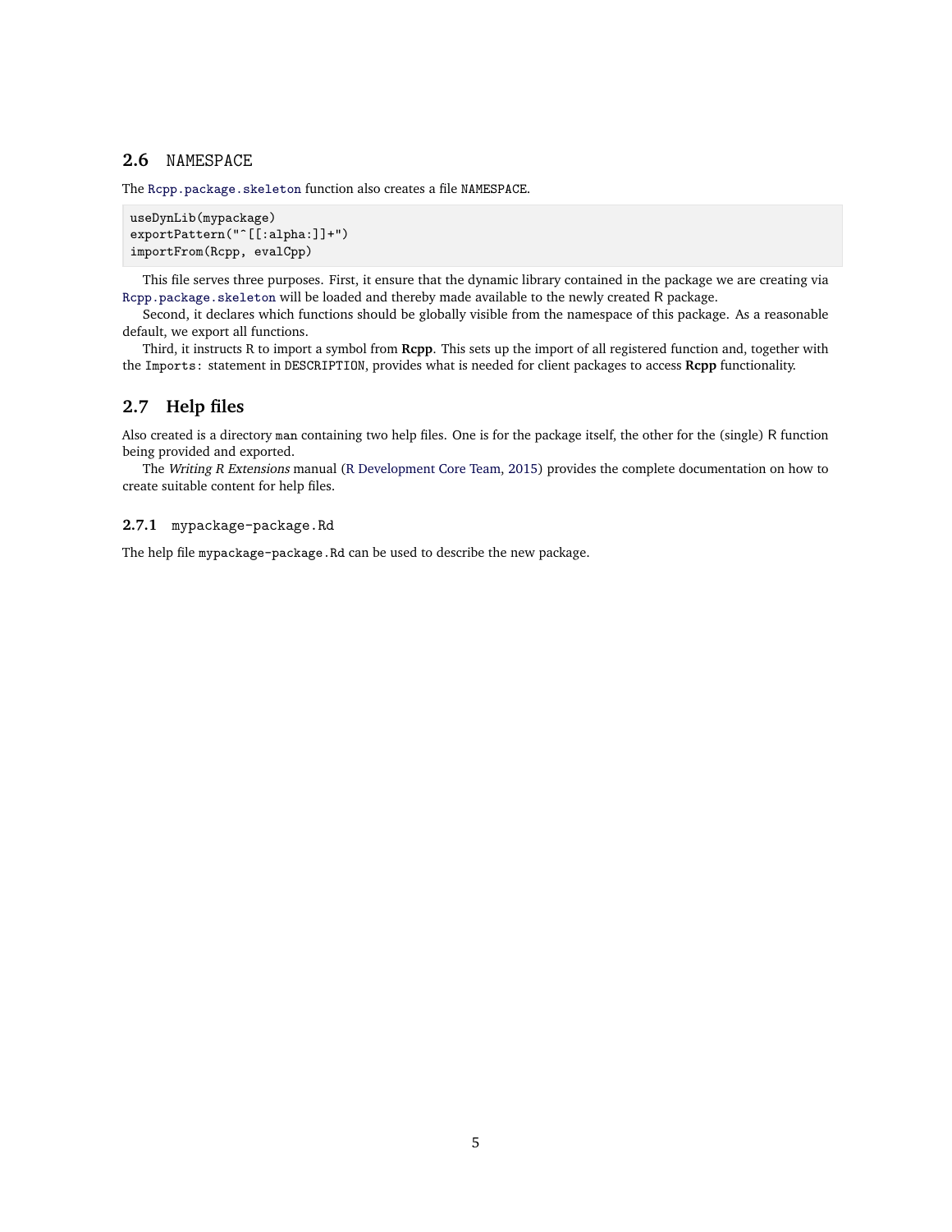## 2.6 NAMESPACE

The Rcpp.package.skeleton function also creates a file NAMESPACE.

```
useDynLib(mypackage)
exportPattern("^[[:alpha:]]+")
importFrom(Rcpp, evalCpp)
```

This file serves three purposes. First, it ensure that the dynamic library contained in the package we are creating via Rcpp.package.skeleton will be loaded and thereby made available to the newly created R package.

Second, it declares which functions should be globally visible from the namespace of this package. As a reasonable default, we export all functions.

Third, it instructs R to import a symbol from **Rcpp**. This sets up the import of all registered function and, together with the Imports: statement in DESCRIPTION, provides what is needed for client packages to access **Rcpp** functionality.

## 2.7 Help files

Also created is a directory man containing two help files. One is for the package itself, the other for the (single) R function being provided and exported.

The *Writing R Extensions* manual (R Development Core Team, 2015) provides the complete documentation on how to create suitable content for help files.

### 2.7.1 mypackage-package.Rd

The help file mypackage-package.Rd can be used to describe the new package.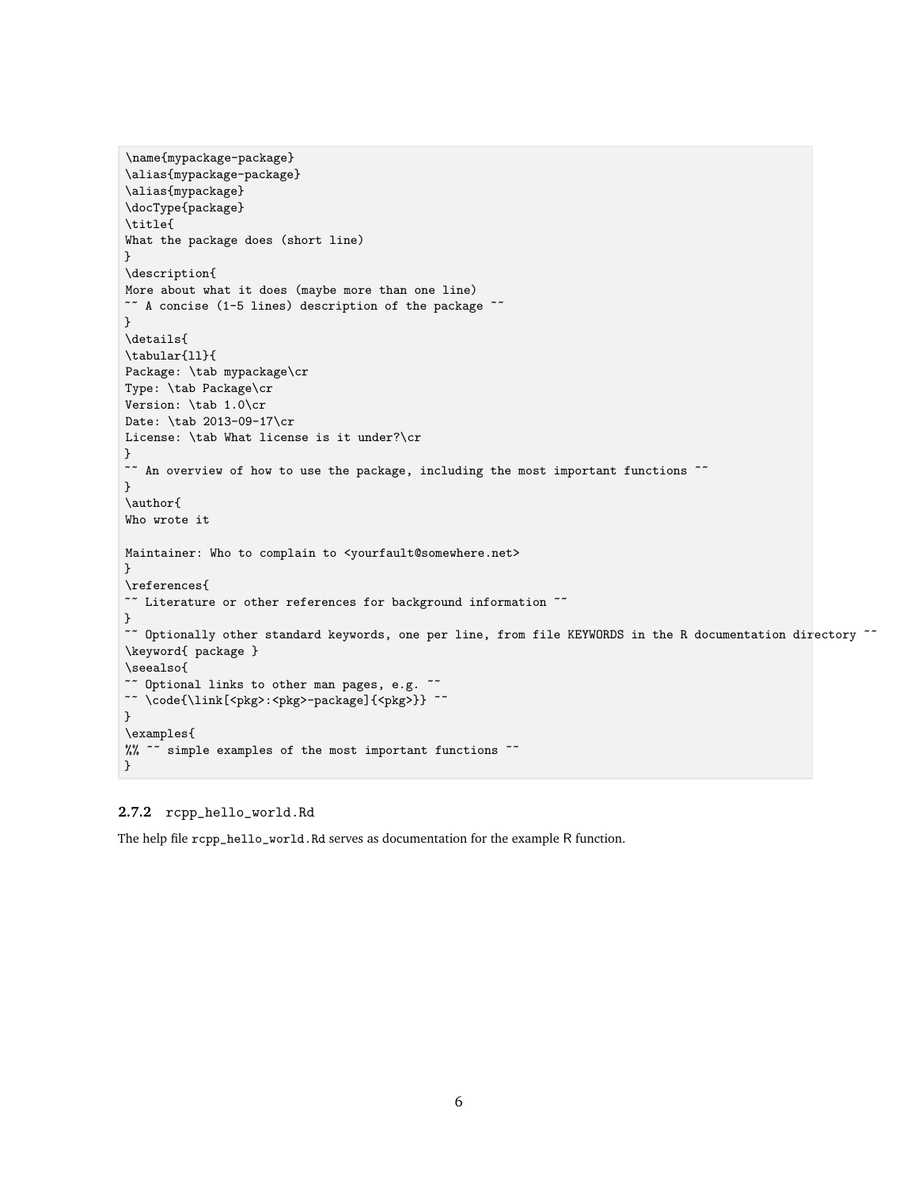```
\name{mypackage-package}
\alias{mypackage-package}
\alias{mypackage}
\docType{package}
\title{
What the package does (short line)
}
\description{
More about what it does (maybe more than one line)
~~ A concise (1-5 lines) description of the package ~~
}
\details{
\tabular{ll}{
Package: \tab mypackage\cr
Type: \tab Package\cr
Version: \tab 1.0\cr
Date: \tab 2013-09-17\cr
License: \tab What license is it under?\cr
}
~~ An overview of how to use the package, including the most important functions ~~
}
\author{
Who wrote it

Maintainer: Who to complain to <yourfault@somewhere.net>
}
\references{
~~ Literature or other references for background information ~~
}
~~ Optionally other standard keywords, one per line, from file KEYWORDS in the R documentation directory ~~
\keyword{ package }
\seealso{
~~ Optional links to other man pages, e.g. ~~
~~ \code{\link[<pkg>:<pkg>-package]{<pkg>}} ~~
}
\examples{
%% ~~ simple examples of the most important functions ~~
}
```

### 2.7.2 rcpp_hello_world.Rd

The help file `rcpp_hello_world.Rd` serves as documentation for the example R function.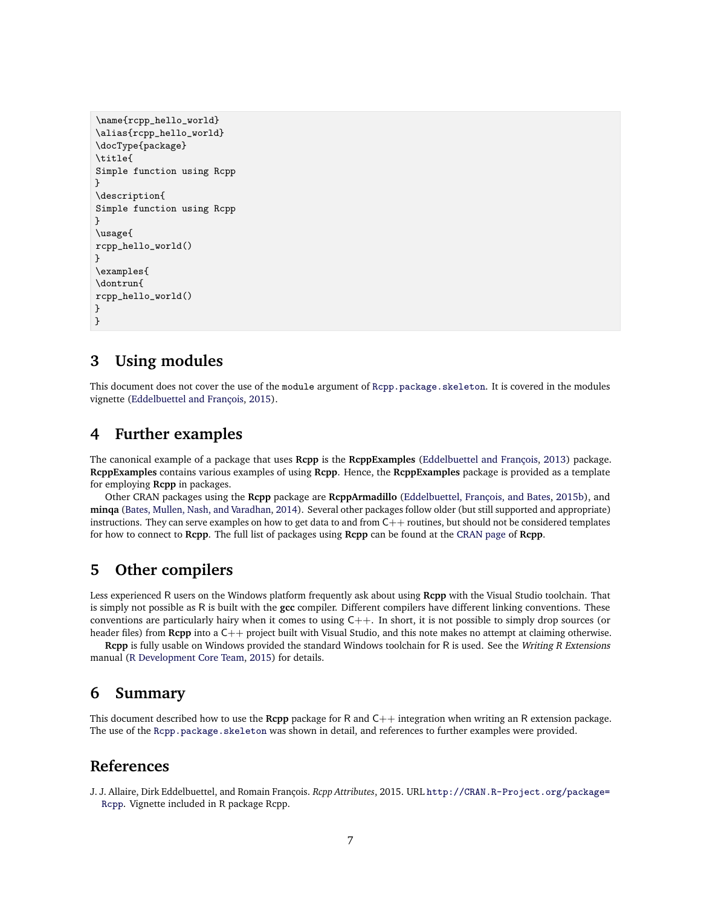```
\name{rcpp_hello_world}
\alias{rcpp_hello_world}
\docType{package}
\title{
Simple function using Rcpp
}
\description{
Simple function using Rcpp
}
\usage{
rcpp_hello_world()
}
\examples{
\dontrun{
rcpp_hello_world()
}
}
```

## 3 Using modules

This document does not cover the use of the `module` argument of `Rcpp.package.skeleton`. It is covered in the modules vignette (Eddelbuettel and François, 2015).

## 4 Further examples

The canonical example of a package that uses **Rcpp** is the **RcppExamples** (Eddelbuettel and François, 2013) package. **RcppExamples** contains various examples of using **Rcpp**. Hence, the **RcppExamples** package is provided as a template for employing **Rcpp** in packages.

Other CRAN packages using the **Rcpp** package are **RcppArmadillo** (Eddelbuettel, François, and Bates, 2015b), and **minqa** (Bates, Mullen, Nash, and Varadhan, 2014). Several other packages follow older (but still supported and appropriate) instructions. They can serve examples on how to get data to and from C++ routines, but should not be considered templates for how to connect to **Rcpp**. The full list of packages using **Rcpp** can be found at the CRAN page of **Rcpp**.

## 5 Other compilers

Less experienced R users on the Windows platform frequently ask about using **Rcpp** with the Visual Studio toolchain. That is simply not possible as R is built with the **gcc** compiler. Different compilers have different linking conventions. These conventions are particularly hairy when it comes to using C++. In short, it is not possible to simply drop sources (or header files) from **Rcpp** into a C++ project built with Visual Studio, and this note makes no attempt at claiming otherwise.

**Rcpp** is fully usable on Windows provided the standard Windows toolchain for R is used. See the *Writing R Extensions* manual (R Development Core Team, 2015) for details.

## 6 Summary

This document described how to use the **Rcpp** package for R and C++ integration when writing an R extension package. The use of the `Rcpp.package.skeleton` was shown in detail, and references to further examples were provided.

## References

J. J. Allaire, Dirk Eddelbuettel, and Romain François. *Rcpp Attributes*, 2015. URL `http://CRAN.R-Project.org/package=Rcpp`. Vignette included in R package Rcpp.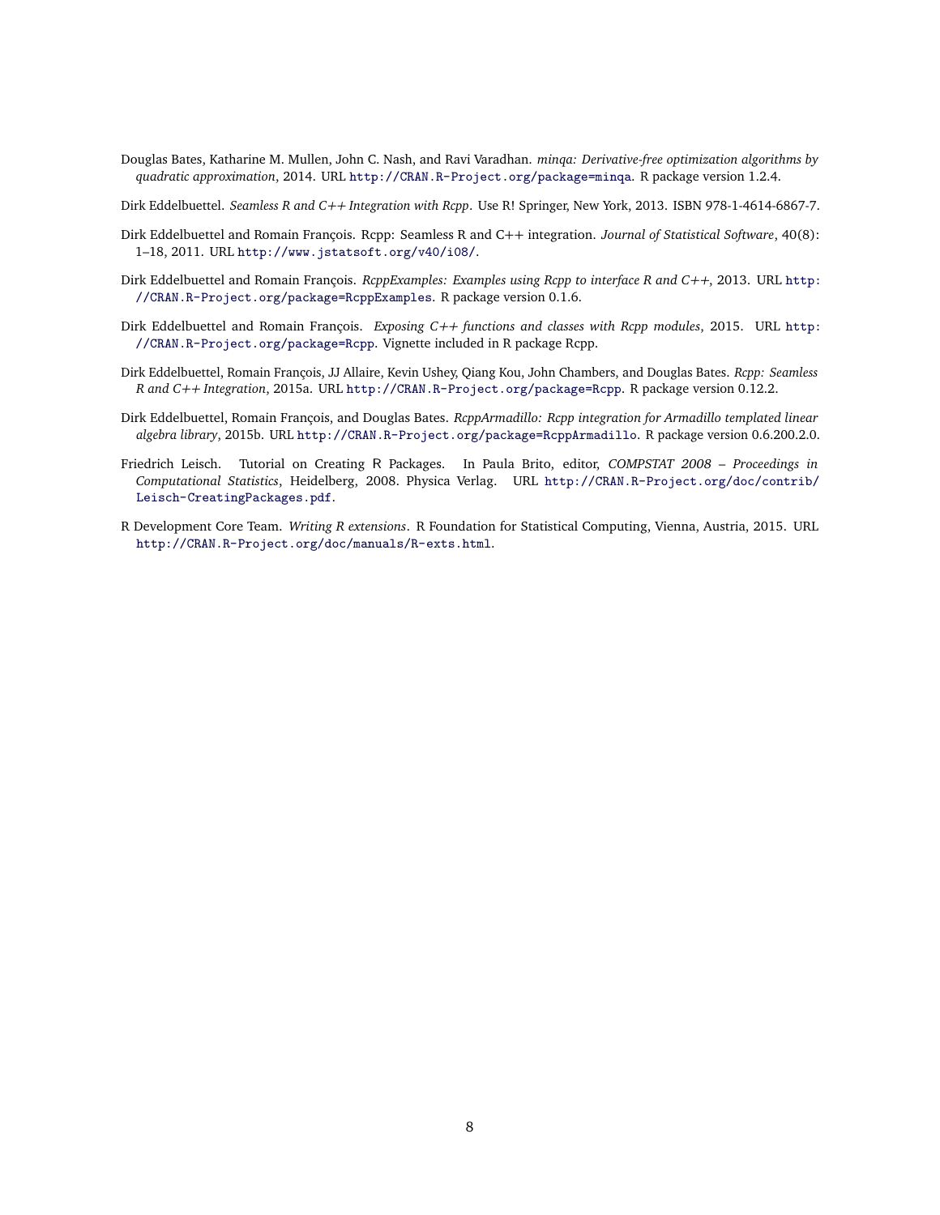Douglas Bates, Katharine M. Mullen, John C. Nash, and Ravi Varadhan. *minqa: Derivative-free optimization algorithms by quadratic approximation*, 2014. URL `http://CRAN.R-Project.org/package=minqa`. R package version 1.2.4.

Dirk Eddelbuettel. *Seamless R and C++ Integration with Rcpp*. Use R! Springer, New York, 2013. ISBN 978-1-4614-6867-7.

Dirk Eddelbuettel and Romain François. Rcpp: Seamless R and C++ integration. *Journal of Statistical Software*, 40(8): 1–18, 2011. URL `http://www.jstatsoft.org/v40/i08/`.

Dirk Eddelbuettel and Romain François. *RcppExamples: Examples using Rcpp to interface R and C++*, 2013. URL `http://CRAN.R-Project.org/package=RcppExamples`. R package version 0.1.6.

Dirk Eddelbuettel and Romain François. *Exposing C++ functions and classes with Rcpp modules*, 2015. URL `http://CRAN.R-Project.org/package=Rcpp`. Vignette included in R package Rcpp.

Dirk Eddelbuettel, Romain François, JJ Allaire, Kevin Ushey, Qiang Kou, John Chambers, and Douglas Bates. *Rcpp: Seamless R and C++ Integration*, 2015a. URL `http://CRAN.R-Project.org/package=Rcpp`. R package version 0.12.2.

Dirk Eddelbuettel, Romain François, and Douglas Bates. *RcppArmadillo: Rcpp integration for Armadillo templated linear algebra library*, 2015b. URL `http://CRAN.R-Project.org/package=RcppArmadillo`. R package version 0.6.200.2.0.

Friedrich Leisch. Tutorial on Creating R Packages. In Paula Brito, editor, *COMPSTAT 2008 – Proceedings in Computational Statistics*, Heidelberg, 2008. Physica Verlag. URL `http://CRAN.R-Project.org/doc/contrib/Leisch-CreatingPackages.pdf`.

R Development Core Team. *Writing R extensions*. R Foundation for Statistical Computing, Vienna, Austria, 2015. URL `http://CRAN.R-Project.org/doc/manuals/R-exts.html`.